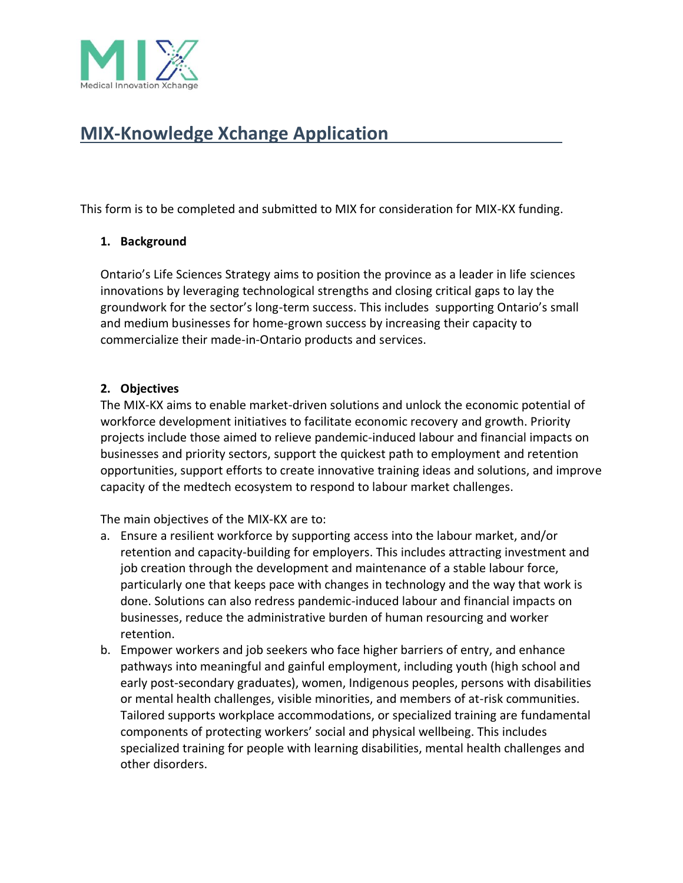# MIX-Knowledge Xchange Application

This form is to be completed and submitted to MIX for consideration for MIX-KX funding.

## 1. Background

Ontario's Life Sciences Strategy aims to position the province as a leader in life sciences innovations by leveraging technological strengths and closing critical gaps to lay the groundwork for the sector's long-term success. This includes supporting Ontario's small and medium businesses for home-grown success by increasing their capacity to commercialize their made-in-Ontario products and services.

## 2. Objectives

The MIX-KX aims to enable market-driven solutions and unlock the economic potential of workforce development initiatives to facilitate economic recovery and growth. Priority projects include those aimed to relieve pandemic-induced labour and financial impacts on businesses and priority sectors, support the quickest path to employment and retention opportunities, support efforts to create innovative training ideas and solutions, and improve capacity of the medtech ecosystem to respond to labour market challenges.

The main objectives of the MIX-KX are to:

a. Ensure a resilient workforce by supporting access into the labour market, and/or retention and capacity-building for employers. This includes attracting investment and job creation through the development and maintenance of a stable labour force, particularly one that keeps pace with changes in technology and the way that work is done. Solutions can also redress pandemic-induced labour and financial impacts on businesses, reduce the administrative burden of human resourcing and worker retention.

b. Empower workers and job seekers who face higher barriers of entry, and enhance pathways into meaningful and gainful employment, including youth (high school and early post-secondary graduates), women, Indigenous peoples, persons with disabilities or mental health challenges, visible minorities, and members of at-risk communities. Tailored supports workplace accommodations, or specialized training are fundamental components of protecting workers' social and physical wellbeing. This includes specialized training for people with learning disabilities, mental health challenges and other disorders.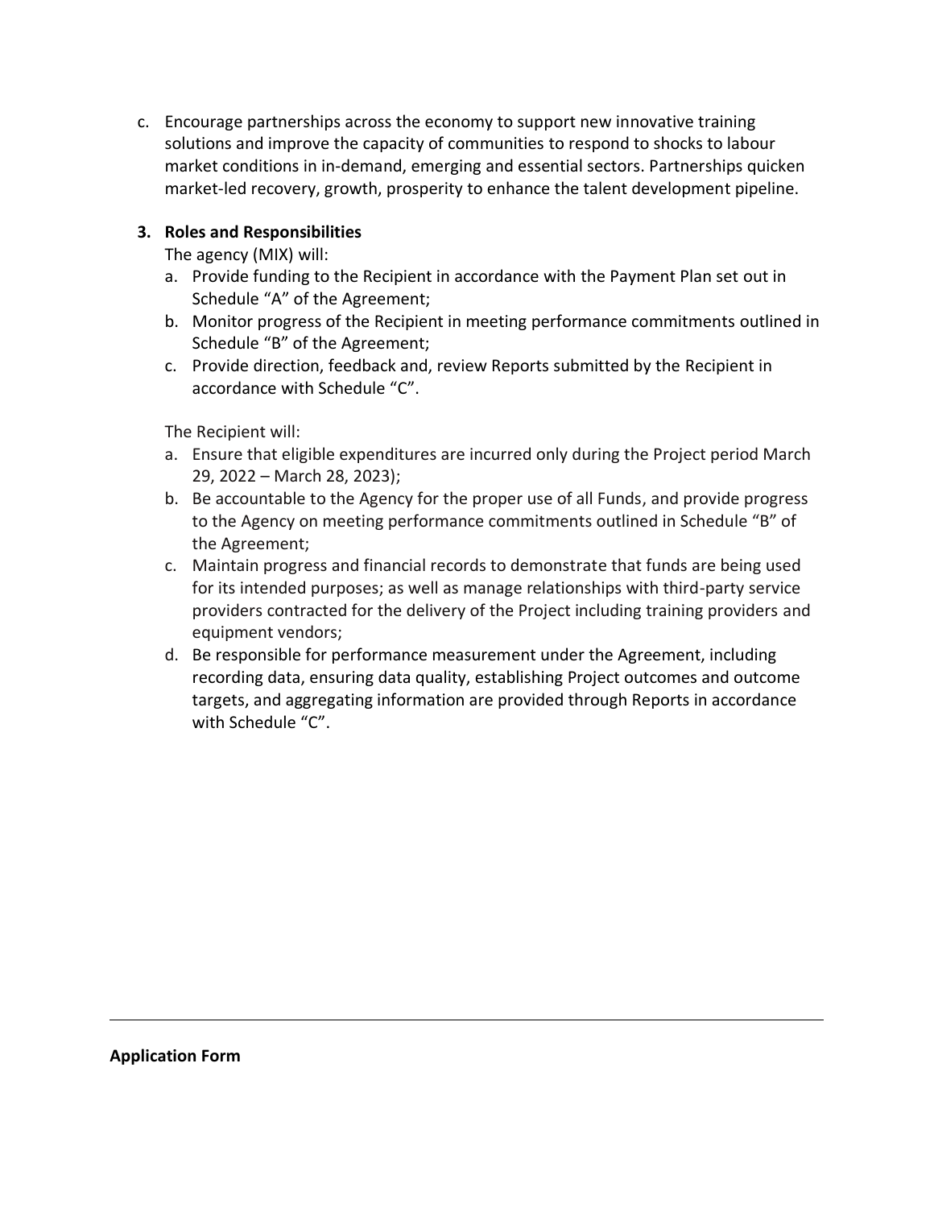c. Encourage partnerships across the economy to support new innovative training solutions and improve the capacity of communities to respond to shocks to labour market conditions in in-demand, emerging and essential sectors. Partnerships quicken market-led recovery, growth, prosperity to enhance the talent development pipeline.

**3. Roles and Responsibilities**

The agency (MIX) will:

a. Provide funding to the Recipient in accordance with the Payment Plan set out in Schedule "A" of the Agreement;
b. Monitor progress of the Recipient in meeting performance commitments outlined in Schedule "B" of the Agreement;
c. Provide direction, feedback and, review Reports submitted by the Recipient in accordance with Schedule "C".

The Recipient will:

a. Ensure that eligible expenditures are incurred only during the Project period March 29, 2022 – March 28, 2023);
b. Be accountable to the Agency for the proper use of all Funds, and provide progress to the Agency on meeting performance commitments outlined in Schedule "B" of the Agreement;
c. Maintain progress and financial records to demonstrate that funds are being used for its intended purposes; as well as manage relationships with third-party service providers contracted for the delivery of the Project including training providers and equipment vendors;
d. Be responsible for performance measurement under the Agreement, including recording data, ensuring data quality, establishing Project outcomes and outcome targets, and aggregating information are provided through Reports in accordance with Schedule "C".

---

**Application Form**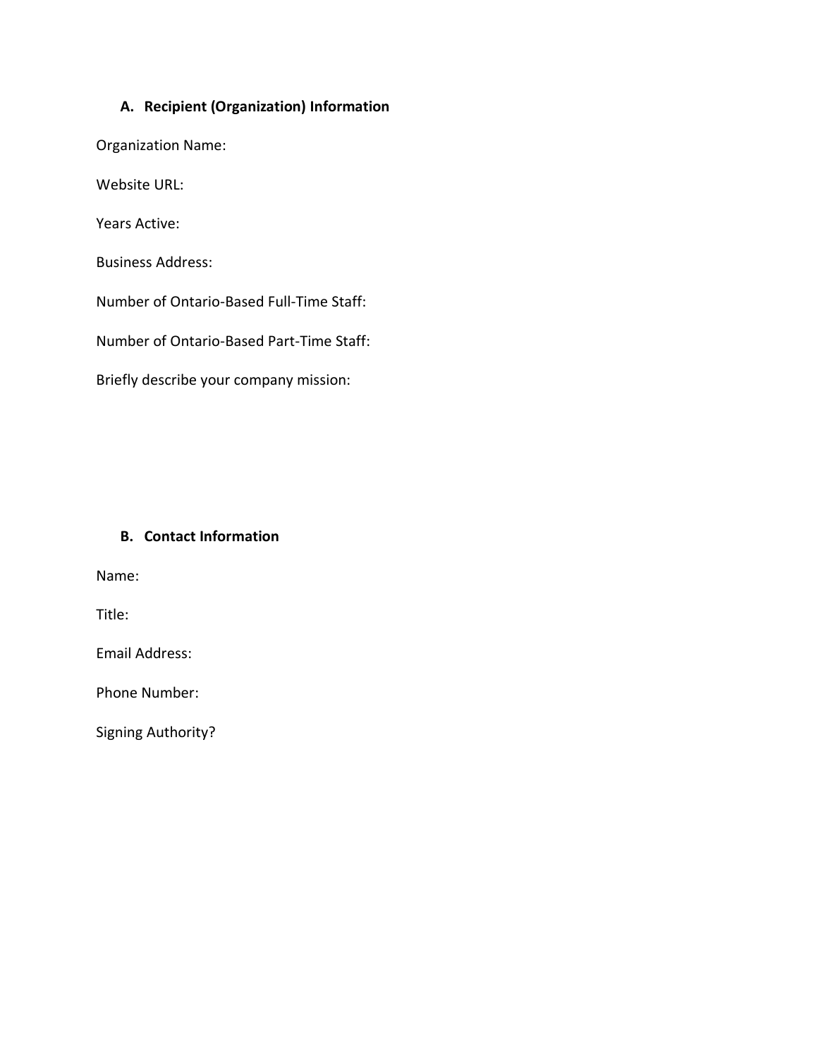### A. Recipient (Organization) Information

Organization Name:

Website URL:

Years Active:

Business Address:

Number of Ontario-Based Full-Time Staff:

Number of Ontario-Based Part-Time Staff:

Briefly describe your company mission:

### B. Contact Information

Name:

Title:

Email Address:

Phone Number:

Signing Authority?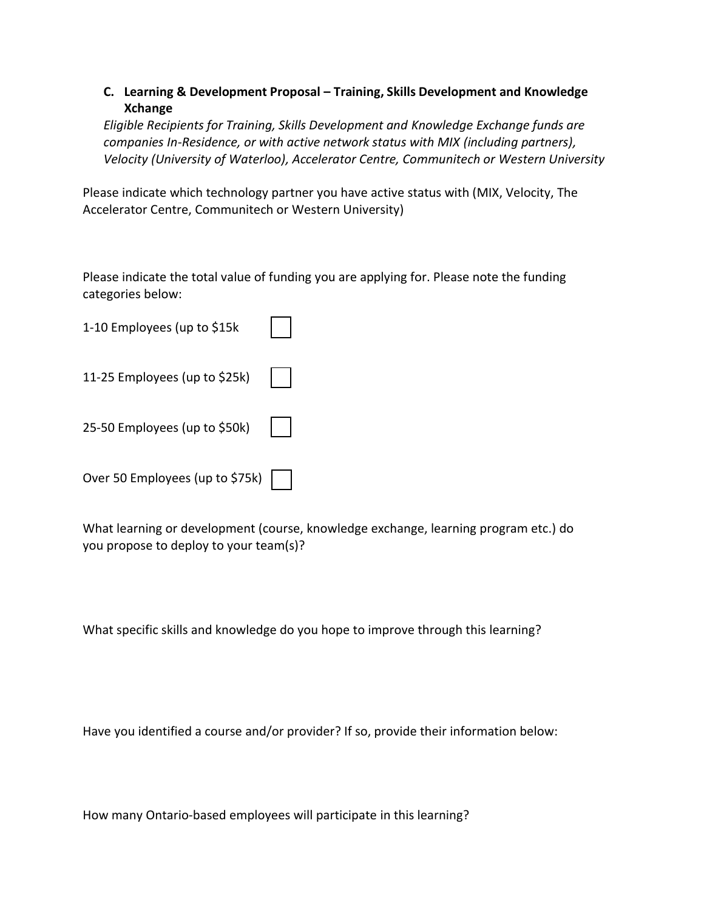**C. Learning & Development Proposal – Training, Skills Development and Knowledge Xchange**

*Eligible Recipients for Training, Skills Development and Knowledge Exchange funds are companies In-Residence, or with active network status with MIX (including partners), Velocity (University of Waterloo), Accelerator Centre, Communitech or Western University*

Please indicate which technology partner you have active status with (MIX, Velocity, The Accelerator Centre, Communitech or Western University)

Please indicate the total value of funding you are applying for. Please note the funding categories below:

- [ ] 1-10 Employees (up to $15k
- [ ] 11-25 Employees (up to $25k)
- [ ] 25-50 Employees (up to $50k)
- [ ] Over 50 Employees (up to $75k)

What learning or development (course, knowledge exchange, learning program etc.) do you propose to deploy to your team(s)?

What specific skills and knowledge do you hope to improve through this learning?

Have you identified a course and/or provider? If so, provide their information below:

How many Ontario-based employees will participate in this learning?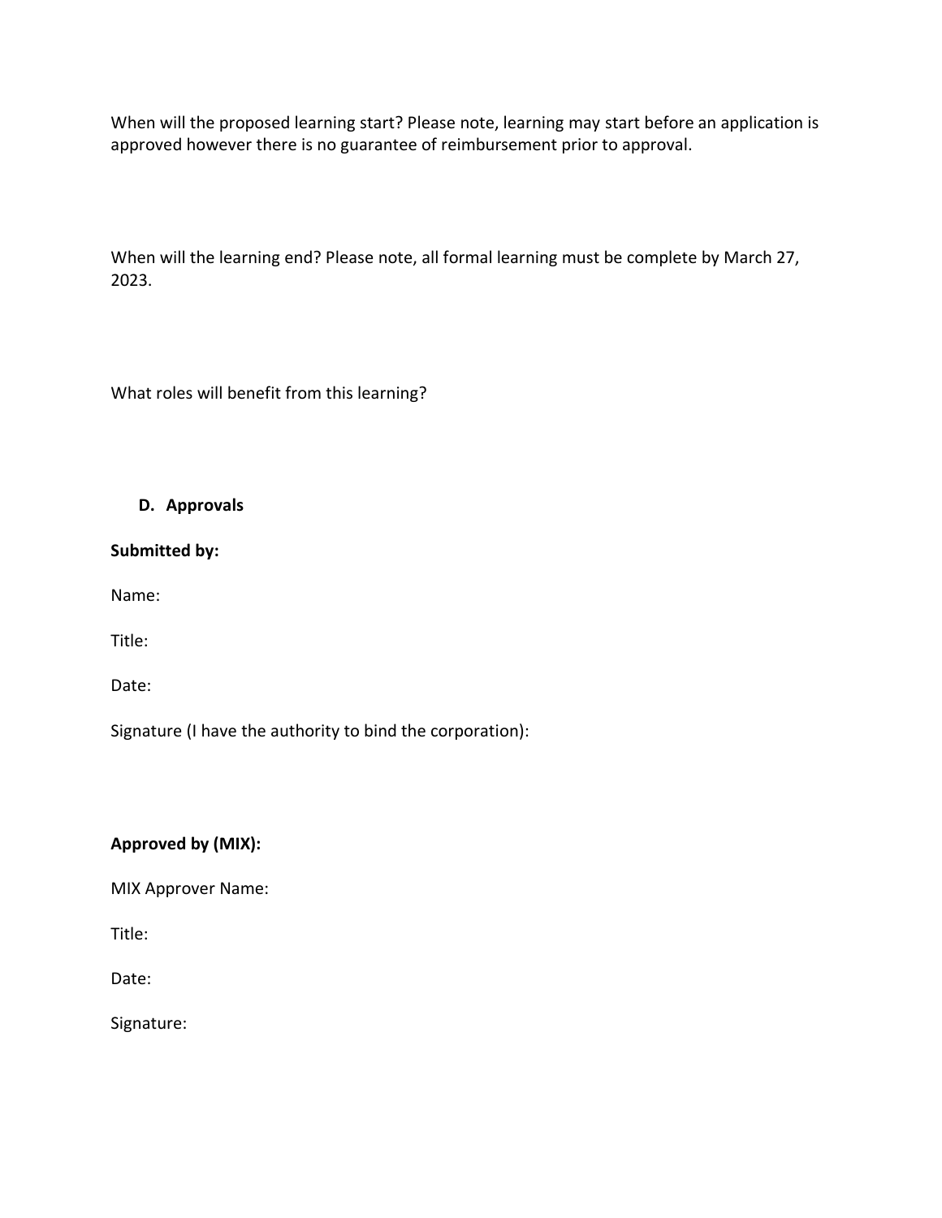When will the proposed learning start? Please note, learning may start before an application is approved however there is no guarantee of reimbursement prior to approval.

When will the learning end? Please note, all formal learning must be complete by March 27, 2023.

What roles will benefit from this learning?

### D. Approvals

**Submitted by:**

Name:

Title:

Date:

Signature (I have the authority to bind the corporation):

**Approved by (MIX):**

MIX Approver Name:

Title:

Date:

Signature: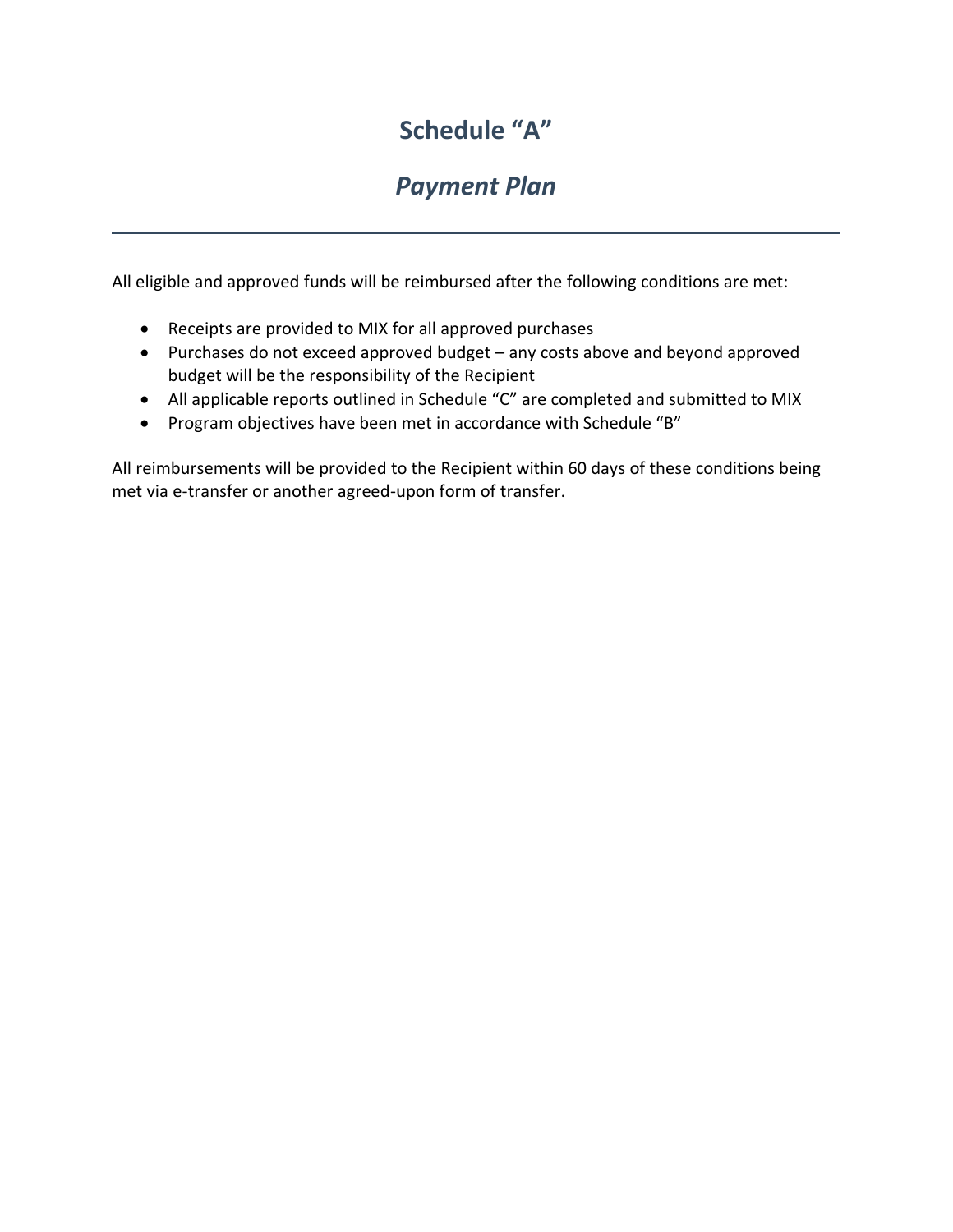# Schedule “A”

## *Payment Plan*

---

All eligible and approved funds will be reimbursed after the following conditions are met:

- Receipts are provided to MIX for all approved purchases
- Purchases do not exceed approved budget – any costs above and beyond approved budget will be the responsibility of the Recipient
- All applicable reports outlined in Schedule “C” are completed and submitted to MIX
- Program objectives have been met in accordance with Schedule “B”

All reimbursements will be provided to the Recipient within 60 days of these conditions being met via e-transfer or another agreed-upon form of transfer.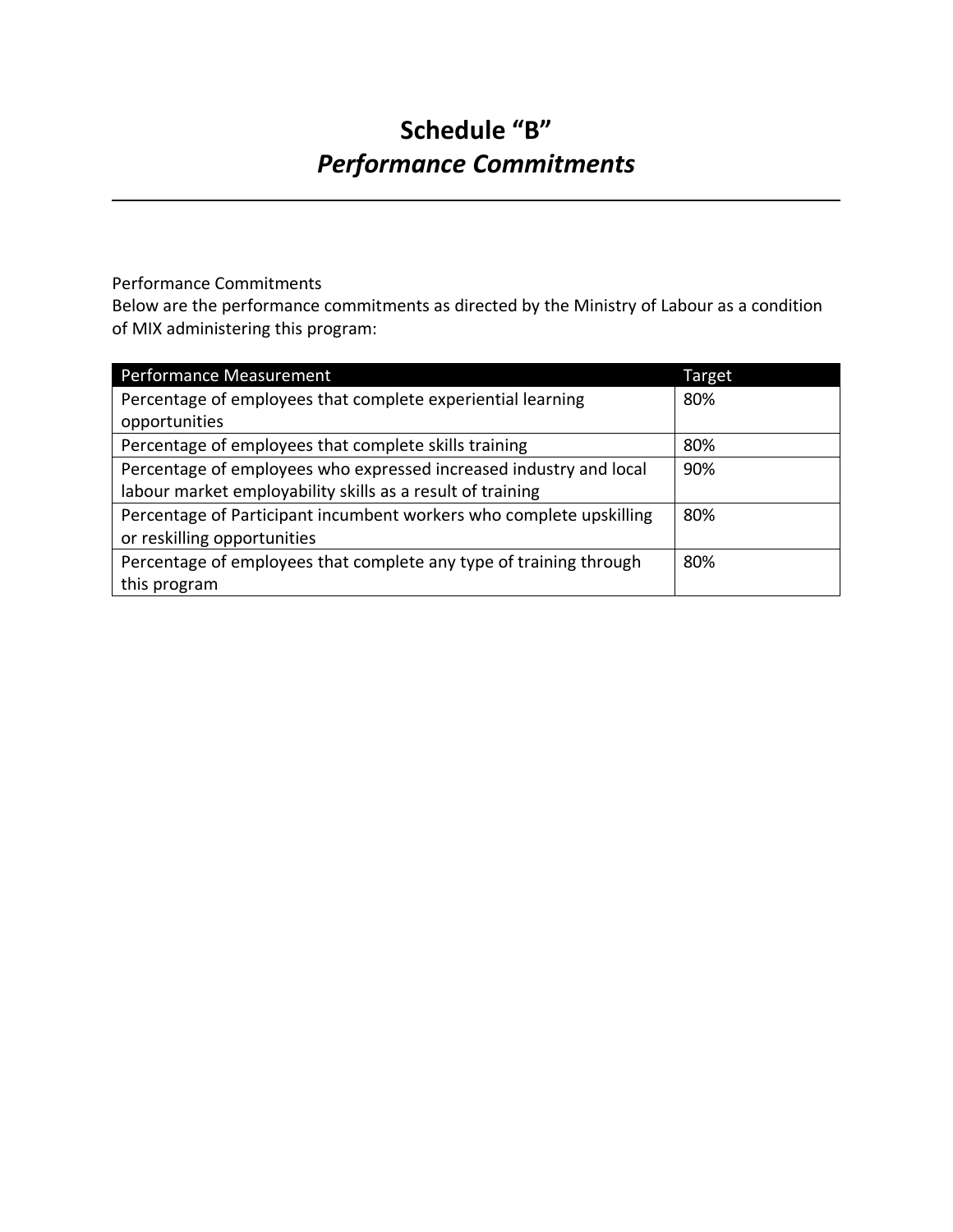# Schedule "B"
## *Performance Commitments*

---

Performance Commitments
Below are the performance commitments as directed by the Ministry of Labour as a condition of MIX administering this program:

| Performance Measurement | Target |
|---|---|
| Percentage of employees that complete experiential learning opportunities | 80% |
| Percentage of employees that complete skills training | 80% |
| Percentage of employees who expressed increased industry and local labour market employability skills as a result of training | 90% |
| Percentage of Participant incumbent workers who complete upskilling or reskilling opportunities | 80% |
| Percentage of employees that complete any type of training through this program | 80% |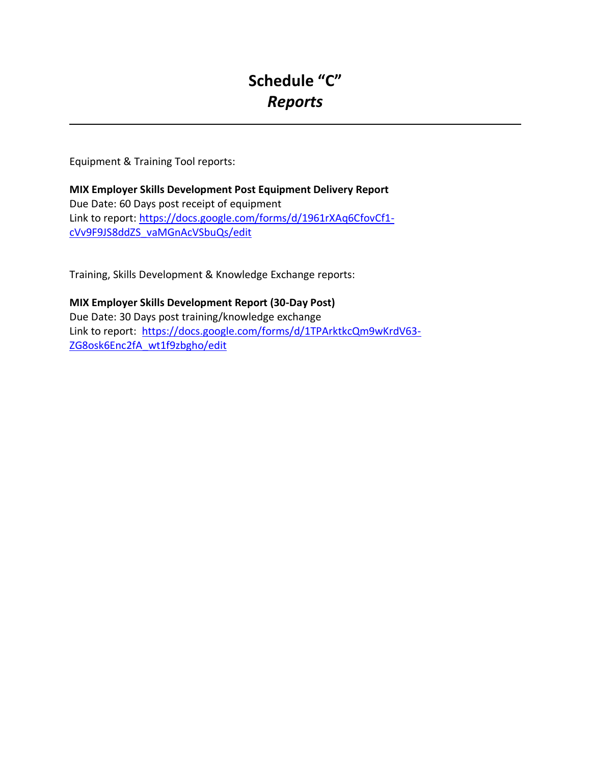# Schedule "C"
## *Reports*

---

Equipment & Training Tool reports:

**MIX Employer Skills Development Post Equipment Delivery Report**
Due Date: 60 Days post receipt of equipment
Link to report: https://docs.google.com/forms/d/1961rXAq6CfovCf1-cVv9F9JS8ddZS_vaMGnAcVSbuQs/edit

Training, Skills Development & Knowledge Exchange reports:

**MIX Employer Skills Development Report (30-Day Post)**
Due Date: 30 Days post training/knowledge exchange
Link to report: https://docs.google.com/forms/d/1TPArktkcQm9wKrdV63-ZG8osk6Enc2fA_wt1f9zbgho/edit